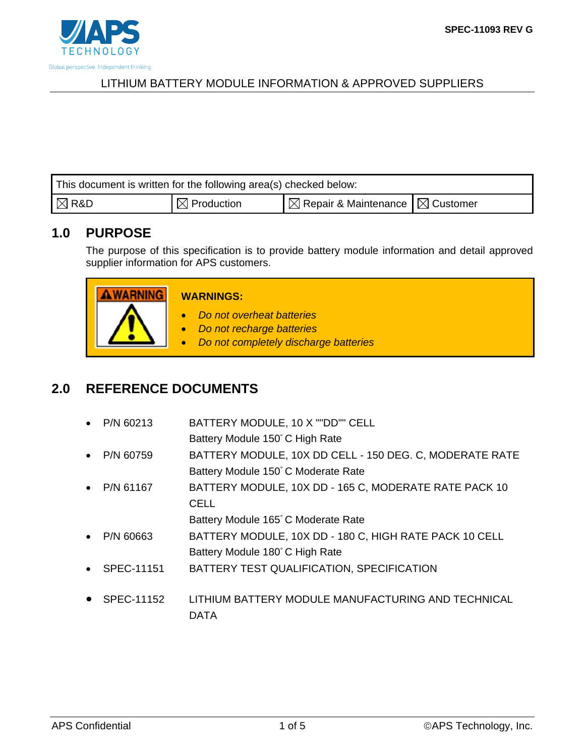SPEC-11093 REV G

# LITHIUM BATTERY MODULE INFORMATION & APPROVED SUPPLIERS

| This document is written for the following area(s) checked below: | | | |
|---|---|---|---|
| ☒ R&D | ☒ Production | ☒ Repair & Maintenance | ☒ Customer |

## 1.0 PURPOSE

The purpose of this specification is to provide battery module information and detail approved supplier information for APS customers.

**WARNING**

**WARNINGS:**

- *Do not overheat batteries*
- *Do not recharge batteries*
- *Do not completely discharge batteries*

## 2.0 REFERENCE DOCUMENTS

- P/N 60213 — BATTERY MODULE, 10 X ""DD"" CELL
  Battery Module 150˚ C High Rate
- P/N 60759 — BATTERY MODULE, 10X DD CELL - 150 DEG. C, MODERATE RATE
  Battery Module 150˚ C Moderate Rate
- P/N 61167 — BATTERY MODULE, 10X DD - 165 C, MODERATE RATE PACK 10 CELL
  Battery Module 165˚ C Moderate Rate
- P/N 60663 — BATTERY MODULE, 10X DD - 180 C, HIGH RATE PACK 10 CELL
  Battery Module 180˚ C High Rate
- SPEC-11151 — BATTERY TEST QUALIFICATION, SPECIFICATION
- SPEC-11152 — LITHIUM BATTERY MODULE MANUFACTURING AND TECHNICAL DATA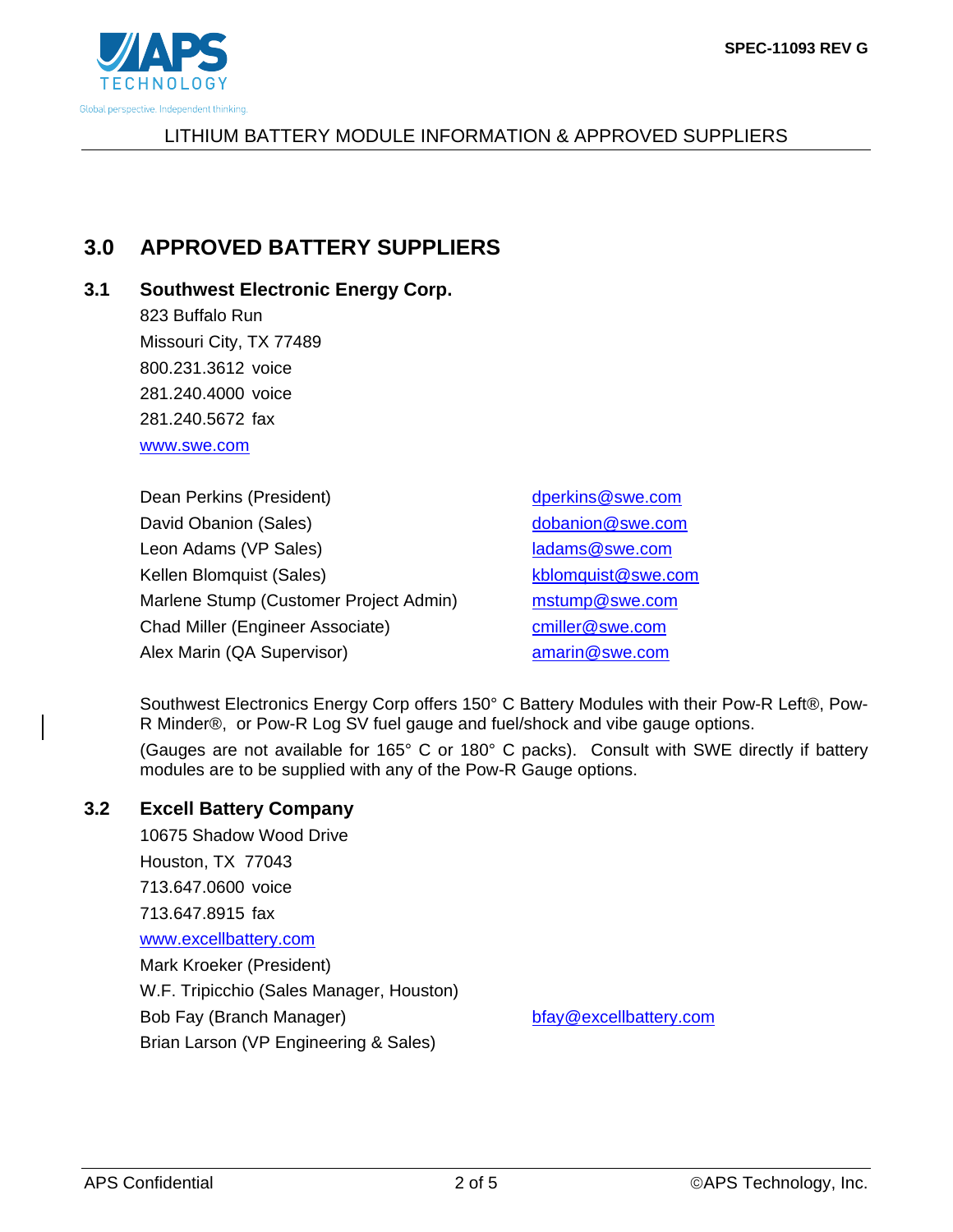## 3.0 APPROVED BATTERY SUPPLIERS

### 3.1 Southwest Electronic Energy Corp.

823 Buffalo Run
Missouri City, TX 77489
800.231.3612 voice
281.240.4000 voice
281.240.5672 fax
www.swe.com

| | |
|---|---|
| Dean Perkins (President) | dperkins@swe.com |
| David Obanion (Sales) | dobanion@swe.com |
| Leon Adams (VP Sales) | ladams@swe.com |
| Kellen Blomquist (Sales) | kblomquist@swe.com |
| Marlene Stump (Customer Project Admin) | mstump@swe.com |
| Chad Miller (Engineer Associate) | cmiller@swe.com |
| Alex Marin (QA Supervisor) | amarin@swe.com |

Southwest Electronics Energy Corp offers 150° C Battery Modules with their Pow-R Left®, Pow-R Minder®, or Pow-R Log SV fuel gauge and fuel/shock and vibe gauge options.

(Gauges are not available for 165° C or 180° C packs). Consult with SWE directly if battery modules are to be supplied with any of the Pow-R Gauge options.

### 3.2 Excell Battery Company

10675 Shadow Wood Drive
Houston, TX 77043
713.647.0600 voice
713.647.8915 fax
www.excellbattery.com

| | |
|---|---|
| Mark Kroeker (President) | |
| W.F. Tripicchio (Sales Manager, Houston) | |
| Bob Fay (Branch Manager) | bfay@excellbattery.com |
| Brian Larson (VP Engineering & Sales) | |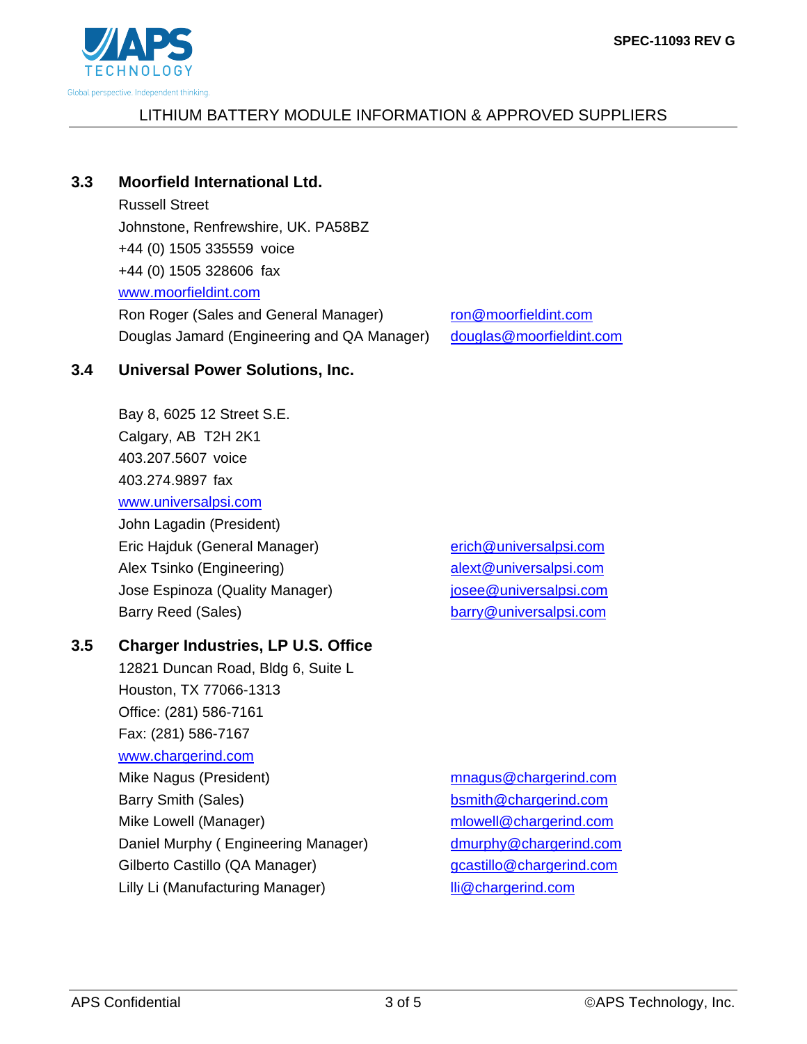### 3.3 Moorfield International Ltd.

Russell Street
Johnstone, Renfrewshire, UK. PA58BZ
+44 (0) 1505 335559 voice
+44 (0) 1505 328606 fax
www.moorfieldint.com

| | |
|---|---|
| Ron Roger (Sales and General Manager) | ron@moorfieldint.com |
| Douglas Jamard (Engineering and QA Manager) | douglas@moorfieldint.com |

### 3.4 Universal Power Solutions, Inc.

Bay 8, 6025 12 Street S.E.
Calgary, AB T2H 2K1
403.207.5607 voice
403.274.9897 fax
www.universalpsi.com

| | |
|---|---|
| John Lagadin (President) | |
| Eric Hajduk (General Manager) | erich@universalpsi.com |
| Alex Tsinko (Engineering) | alext@universalpsi.com |
| Jose Espinoza (Quality Manager) | josee@universalpsi.com |
| Barry Reed (Sales) | barry@universalpsi.com |

### 3.5 Charger Industries, LP U.S. Office

12821 Duncan Road, Bldg 6, Suite L
Houston, TX 77066-1313
Office: (281) 586-7161
Fax: (281) 586-7167
www.chargerind.com

| | |
|---|---|
| Mike Nagus (President) | mnagus@chargerind.com |
| Barry Smith (Sales) | bsmith@chargerind.com |
| Mike Lowell (Manager) | mlowell@chargerind.com |
| Daniel Murphy ( Engineering Manager) | dmurphy@chargerind.com |
| Gilberto Castillo (QA Manager) | gcastillo@chargerind.com |
| Lilly Li (Manufacturing Manager) | lli@chargerind.com |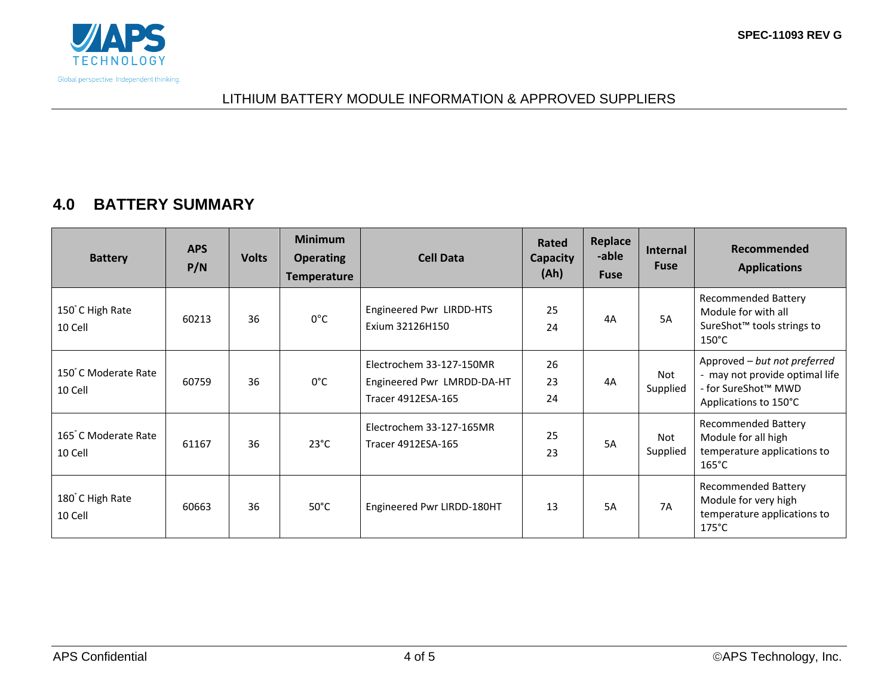## 4.0 BATTERY SUMMARY

| Battery | APS P/N | Volts | Minimum Operating Temperature | Cell Data | Rated Capacity (Ah) | Replace-able Fuse | Internal Fuse | Recommended Applications |
|---|---|---|---|---|---|---|---|---|
| 150° C High Rate 10 Cell | 60213 | 36 | 0°C | Engineered Pwr LIRDD-HTS<br>Exium 32126H150 | 25<br>24 | 4A | 5A | Recommended Battery Module for with all SureShot™ tools strings to 150°C |
| 150° C Moderate Rate 10 Cell | 60759 | 36 | 0°C | Electrochem 33-127-150MR<br>Engineered Pwr LMRDD-DA-HT<br>Tracer 4912ESA-165 | 26<br>23<br>24 | 4A | Not Supplied | Approved – *but not preferred* - may not provide optimal life - for SureShot™ MWD Applications to 150°C |
| 165° C Moderate Rate 10 Cell | 61167 | 36 | 23°C | Electrochem 33-127-165MR<br>Tracer 4912ESA-165 | 25<br>23 | 5A | Not Supplied | Recommended Battery Module for all high temperature applications to 165°C |
| 180° C High Rate 10 Cell | 60663 | 36 | 50°C | Engineered Pwr LIRDD-180HT | 13 | 5A | 7A | Recommended Battery Module for very high temperature applications to 175°C |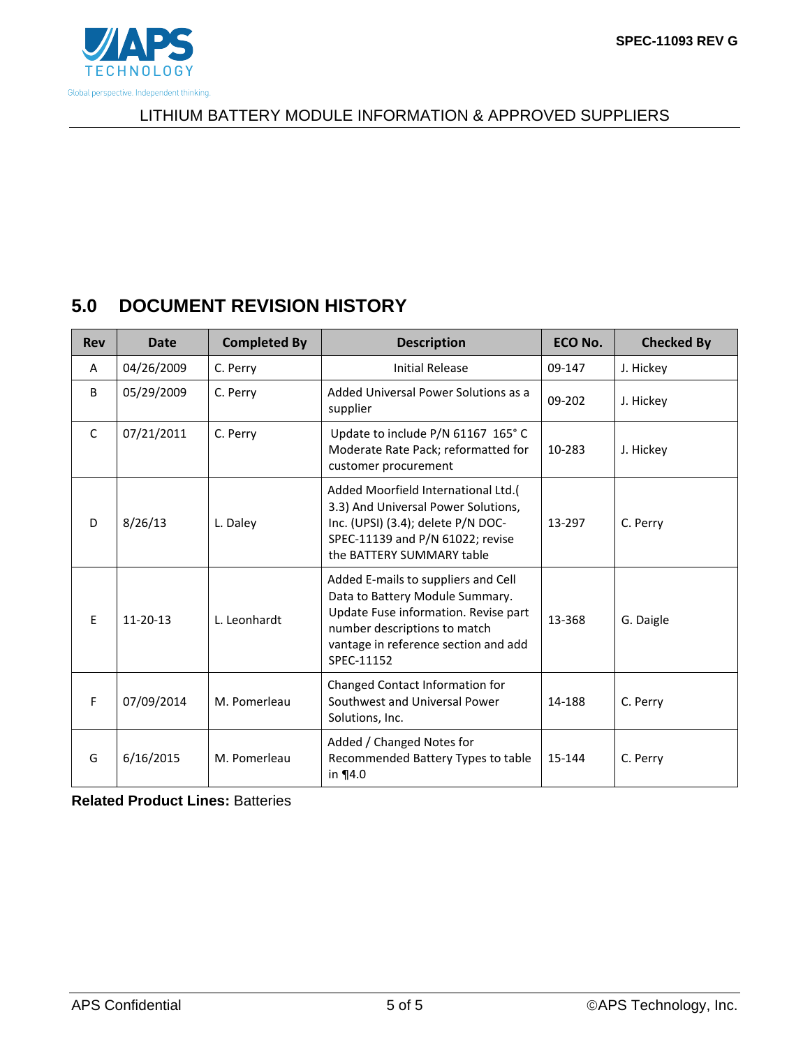## 5.0 DOCUMENT REVISION HISTORY

| Rev | Date | Completed By | Description | ECO No. | Checked By |
|---|---|---|---|---|---|
| A | 04/26/2009 | C. Perry | Initial Release | 09-147 | J. Hickey |
| B | 05/29/2009 | C. Perry | Added Universal Power Solutions as a supplier | 09-202 | J. Hickey |
| C | 07/21/2011 | C. Perry | Update to include P/N 61167 165° C Moderate Rate Pack; reformatted for customer procurement | 10-283 | J. Hickey |
| D | 8/26/13 | L. Daley | Added Moorfield International Ltd.( 3.3) And Universal Power Solutions, Inc. (UPSI) (3.4); delete P/N DOC-SPEC-11139 and P/N 61022; revise the BATTERY SUMMARY table | 13-297 | C. Perry |
| E | 11-20-13 | L. Leonhardt | Added E-mails to suppliers and Cell Data to Battery Module Summary. Update Fuse information. Revise part number descriptions to match vantage in reference section and add SPEC-11152 | 13-368 | G. Daigle |
| F | 07/09/2014 | M. Pomerleau | Changed Contact Information for Southwest and Universal Power Solutions, Inc. | 14-188 | C. Perry |
| G | 6/16/2015 | M. Pomerleau | Added / Changed Notes for Recommended Battery Types to table in ¶4.0 | 15-144 | C. Perry |

**Related Product Lines:** Batteries